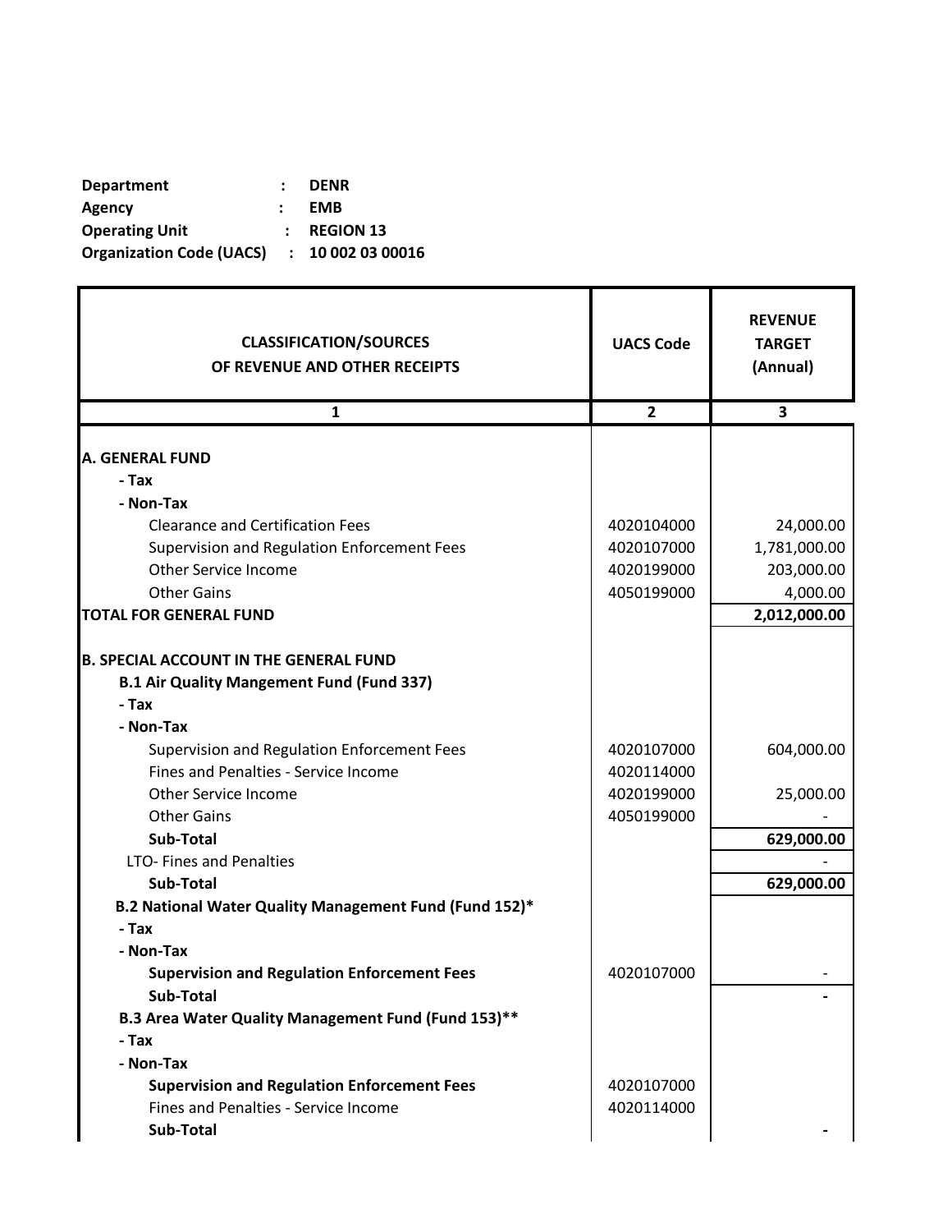| | | |
|---|---|---|
| **Department** | **:** | **DENR** |
| **Agency** | **:** | **EMB** |
| **Operating Unit** | **:** | **REGION 13** |
| **Organization Code (UACS)** | **:** | **10 002 03 00016** |

| **CLASSIFICATION/SOURCES OF REVENUE AND OTHER RECEIPTS** | **UACS Code** | **REVENUE TARGET (Annual)** |
|---|---|---|
| **1** | **2** | **3** |
| **A. GENERAL FUND** | | |
| **- Tax** | | |
| **- Non-Tax** | | |
| Clearance and Certification Fees | 4020104000 | 24,000.00 |
| Supervision and Regulation Enforcement Fees | 4020107000 | 1,781,000.00 |
| Other Service Income | 4020199000 | 203,000.00 |
| Other Gains | 4050199000 | 4,000.00 |
| **TOTAL FOR GENERAL FUND** | | **2,012,000.00** |
| **B. SPECIAL ACCOUNT IN THE GENERAL FUND** | | |
| **B.1 Air Quality Mangement Fund (Fund 337)** | | |
| **- Tax** | | |
| **- Non-Tax** | | |
| Supervision and Regulation Enforcement Fees | 4020107000 | 604,000.00 |
| Fines and Penalties - Service Income | 4020114000 | |
| Other Service Income | 4020199000 | 25,000.00 |
| Other Gains | 4050199000 | - |
| **Sub-Total** | | **629,000.00** |
| LTO- Fines and Penalties | | - |
| **Sub-Total** | | **629,000.00** |
| **B.2 National Water Quality Management Fund (Fund 152)*** | | |
| **- Tax** | | |
| **- Non-Tax** | | |
| **Supervision and Regulation Enforcement Fees** | 4020107000 | - |
| **Sub-Total** | | **-** |
| **B.3 Area Water Quality Management Fund (Fund 153)**** | | |
| **- Tax** | | |
| **- Non-Tax** | | |
| **Supervision and Regulation Enforcement Fees** | 4020107000 | |
| Fines and Penalties - Service Income | 4020114000 | |
| **Sub-Total** | | **-** |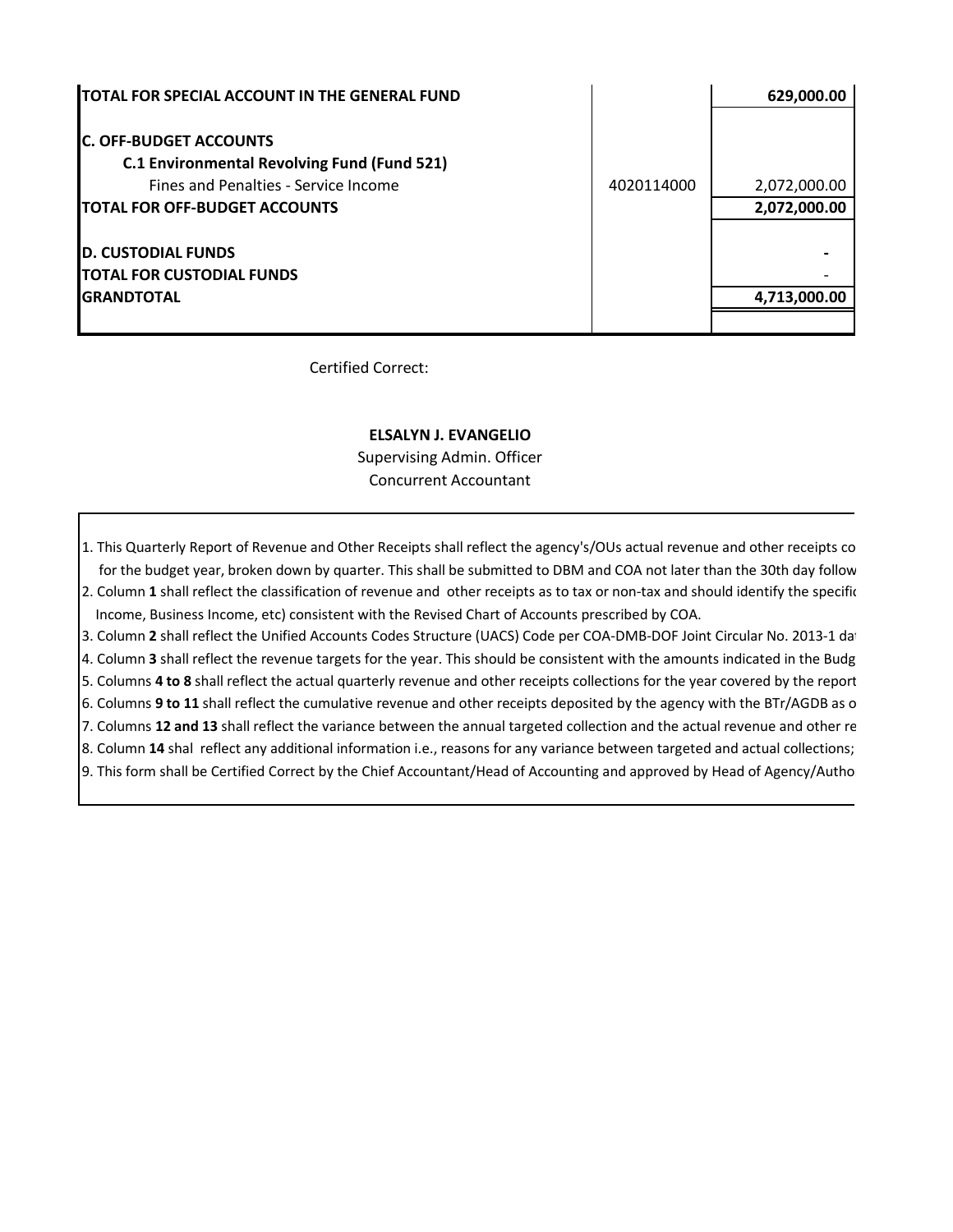| | | |
|---|---|---|
| **TOTAL FOR SPECIAL ACCOUNT IN THE GENERAL FUND** | | **629,000.00** |
| | | |
| **C. OFF-BUDGET ACCOUNTS** | | |
| **C.1 Environmental Revolving Fund (Fund 521)** | | |
| Fines and Penalties - Service Income | 4020114000 | 2,072,000.00 |
| **TOTAL FOR OFF-BUDGET ACCOUNTS** | | **2,072,000.00** |
| | | |
| **D. CUSTODIAL FUNDS** | | **-** |
| **TOTAL FOR CUSTODIAL FUNDS** | | - |
| **GRANDTOTAL** | | **4,713,000.00** |

Certified Correct:

**ELSALYN J. EVANGELIO**
Supervising Admin. Officer
Concurrent Accountant

1. This Quarterly Report of Revenue and Other Receipts shall reflect the agency's/OUs actual revenue and other receipts co
   for the budget year, broken down by quarter. This shall be submitted to DBM and COA not later than the 30th day follow
2. Column **1** shall reflect the classification of revenue and other receipts as to tax or non-tax and should identify the specifi
   Income, Business Income, etc) consistent with the Revised Chart of Accounts prescribed by COA.
3. Column **2** shall reflect the Unified Accounts Codes Structure (UACS) Code per COA-DMB-DOF Joint Circular No. 2013-1 da
4. Column **3** shall reflect the revenue targets for the year. This should be consistent with the amounts indicated in the Budg
5. Columns **4 to 8** shall reflect the actual quarterly revenue and other receipts collections for the year covered by the report
6. Columns **9 to 11** shall reflect the cumulative revenue and other receipts deposited by the agency with the BTr/AGDB as o
7. Columns **12 and 13** shall reflect the variance between the annual targeted collection and the actual revenue and other re
8. Column **14** shal reflect any additional information i.e., reasons for any variance between targeted and actual collections;
9. This form shall be Certified Correct by the Chief Accountant/Head of Accounting and approved by Head of Agency/Autho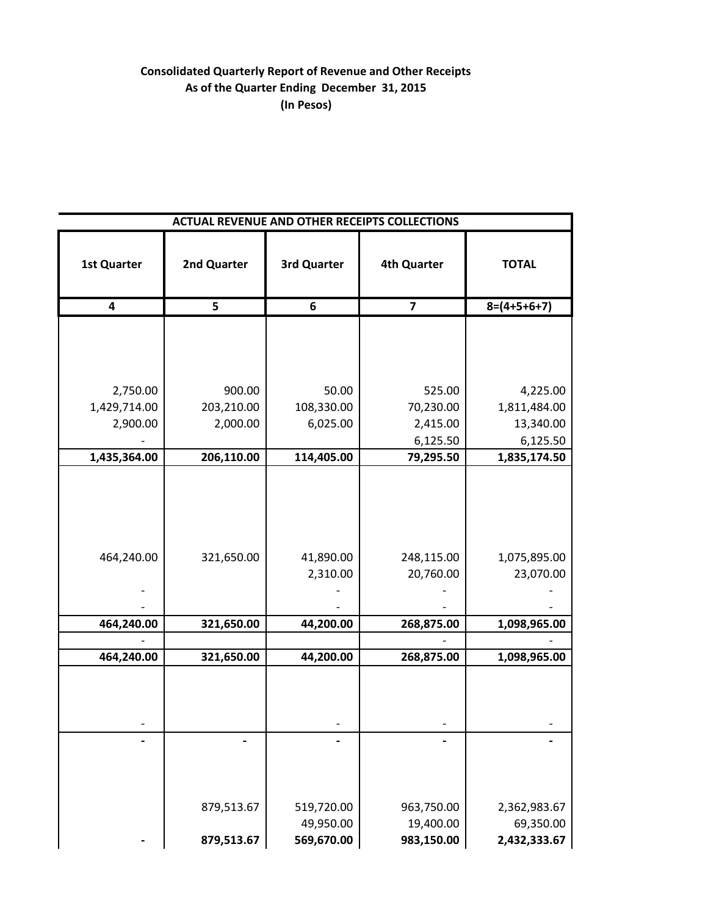**Consolidated Quarterly Report of Revenue and Other Receipts**
**As of the Quarter Ending December 31, 2015**
**(In Pesos)**

| ACTUAL REVENUE AND OTHER RECEIPTS COLLECTIONS | | | | |
|---|---|---|---|---|
| **1st Quarter** | **2nd Quarter** | **3rd Quarter** | **4th Quarter** | **TOTAL** |
| **4** | **5** | **6** | **7** | **8=(4+5+6+7)** |
| | | | | |
| 2,750.00 | 900.00 | 50.00 | 525.00 | 4,225.00 |
| 1,429,714.00 | 203,210.00 | 108,330.00 | 70,230.00 | 1,811,484.00 |
| 2,900.00 | 2,000.00 | 6,025.00 | 2,415.00 | 13,340.00 |
| - | | | 6,125.50 | 6,125.50 |
| **1,435,364.00** | **206,110.00** | **114,405.00** | **79,295.50** | **1,835,174.50** |
| | | | | |
| 464,240.00 | 321,650.00 | 41,890.00 | 248,115.00 | 1,075,895.00 |
| | | 2,310.00 | 20,760.00 | 23,070.00 |
| - | | - | - | - |
| - | | - | - | - |
| **464,240.00** | **321,650.00** | **44,200.00** | **268,875.00** | **1,098,965.00** |
| - | | | - | - |
| **464,240.00** | **321,650.00** | **44,200.00** | **268,875.00** | **1,098,965.00** |
| | | | | |
| - | | - | - | - |
| **-** | **-** | **-** | **-** | **-** |
| | | | | |
| | 879,513.67 | 519,720.00 | 963,750.00 | 2,362,983.67 |
| | | 49,950.00 | 19,400.00 | 69,350.00 |
| **-** | **879,513.67** | **569,670.00** | **983,150.00** | **2,432,333.67** |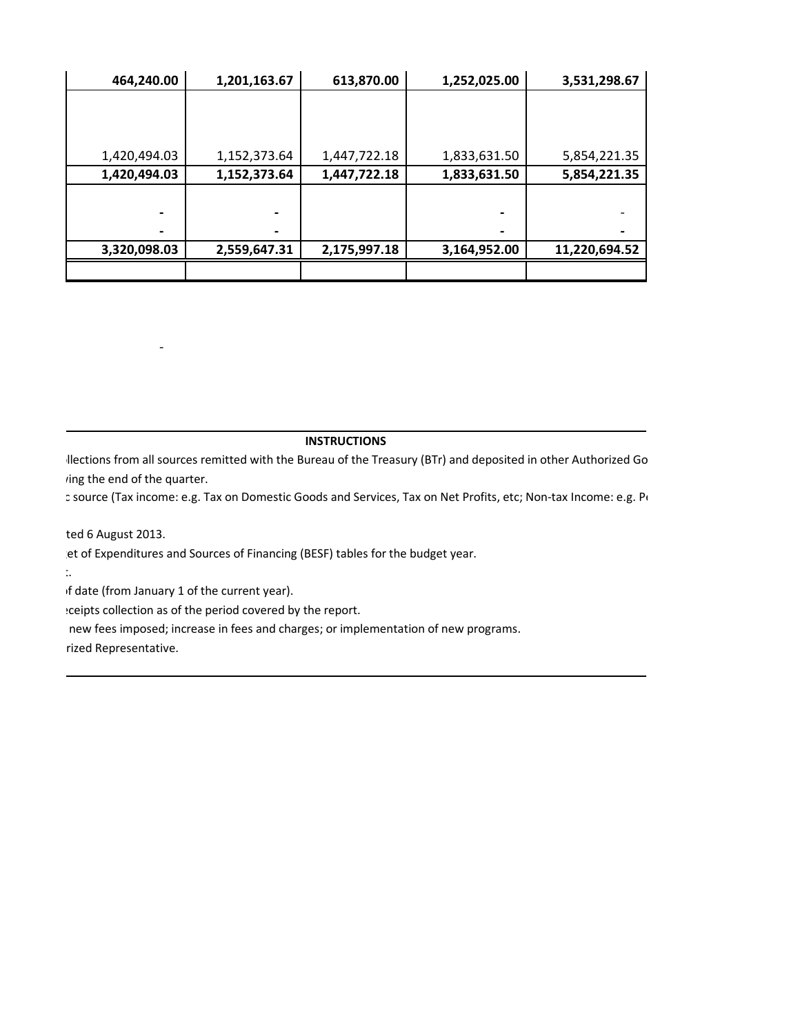| | | | | |
|---|---|---|---|---|
| **464,240.00** | **1,201,163.67** | **613,870.00** | **1,252,025.00** | **3,531,298.67** |
| | | | | |
| 1,420,494.03 | 1,152,373.64 | 1,447,722.18 | 1,833,631.50 | 5,854,221.35 |
| **1,420,494.03** | **1,152,373.64** | **1,447,722.18** | **1,833,631.50** | **5,854,221.35** |
| **-** | **-** | | **-** | - |
| **-** | **-** | | **-** | **-** |
| **3,320,098.03** | **2,559,647.31** | **2,175,997.18** | **3,164,952.00** | **11,220,694.52** |
| | | | | |

-

**INSTRUCTIONS**

llections from all sources remitted with the Bureau of the Treasury (BTr) and deposited in other Authorized Go
ring the end of the quarter.
c source (Tax income: e.g. Tax on Domestic Goods and Services, Tax on Net Profits, etc; Non-tax Income: e.g. P

ted 6 August 2013.
et of Expenditures and Sources of Financing (BESF) tables for the budget year.
:.
f date (from January 1 of the current year).
ceipts collection as of the period covered by the report.
new fees imposed; increase in fees and charges; or implementation of new programs.
rized Representative.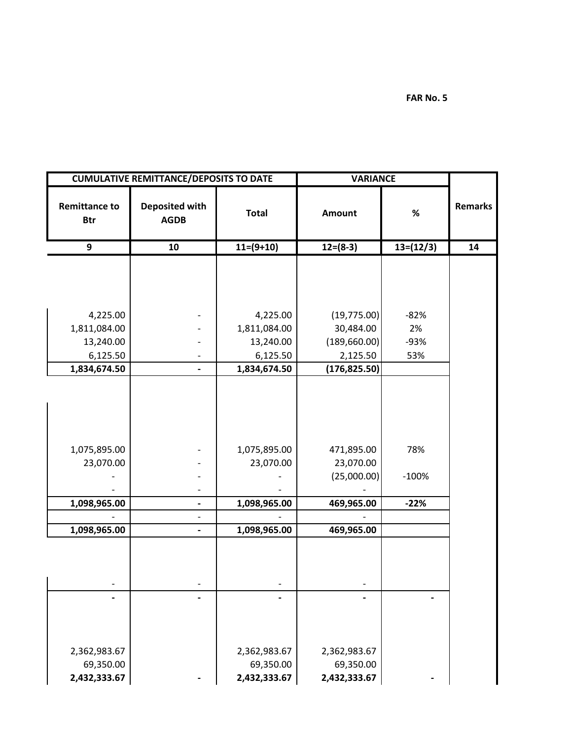FAR No. 5

| CUMULATIVE REMITTANCE/DEPOSITS TO DATE | | | VARIANCE | | Remarks |
|---|---|---|---|---|---|
| Remittance to Btr | Deposited with AGDB | Total | Amount | % | |
| 9 | 10 | 11=(9+10) | 12=(8-3) | 13=(12/3) | 14 |
| | | | | | |
| 4,225.00 | - | 4,225.00 | (19,775.00) | -82% | |
| 1,811,084.00 | - | 1,811,084.00 | 30,484.00 | 2% | |
| 13,240.00 | - | 13,240.00 | (189,660.00) | -93% | |
| 6,125.50 | - | 6,125.50 | 2,125.50 | 53% | |
| **1,834,674.50** | **-** | **1,834,674.50** | **(176,825.50)** | | |
| | | | | | |
| 1,075,895.00 | - | 1,075,895.00 | 471,895.00 | 78% | |
| 23,070.00 | - | 23,070.00 | 23,070.00 | | |
| - | - | - | (25,000.00) | -100% | |
| - | - | - | - | | |
| **1,098,965.00** | **-** | **1,098,965.00** | **469,965.00** | **-22%** | |
| - | - | - | - | | |
| **1,098,965.00** | **-** | **1,098,965.00** | **469,965.00** | | |
| | | | | | |
| - | - | - | - | | |
| **-** | **-** | **-** | **-** | **-** | |
| | | | | | |
| 2,362,983.67 | | 2,362,983.67 | 2,362,983.67 | | |
| 69,350.00 | | 69,350.00 | 69,350.00 | | |
| **2,432,333.67** | **-** | **2,432,333.67** | **2,432,333.67** | **-** | |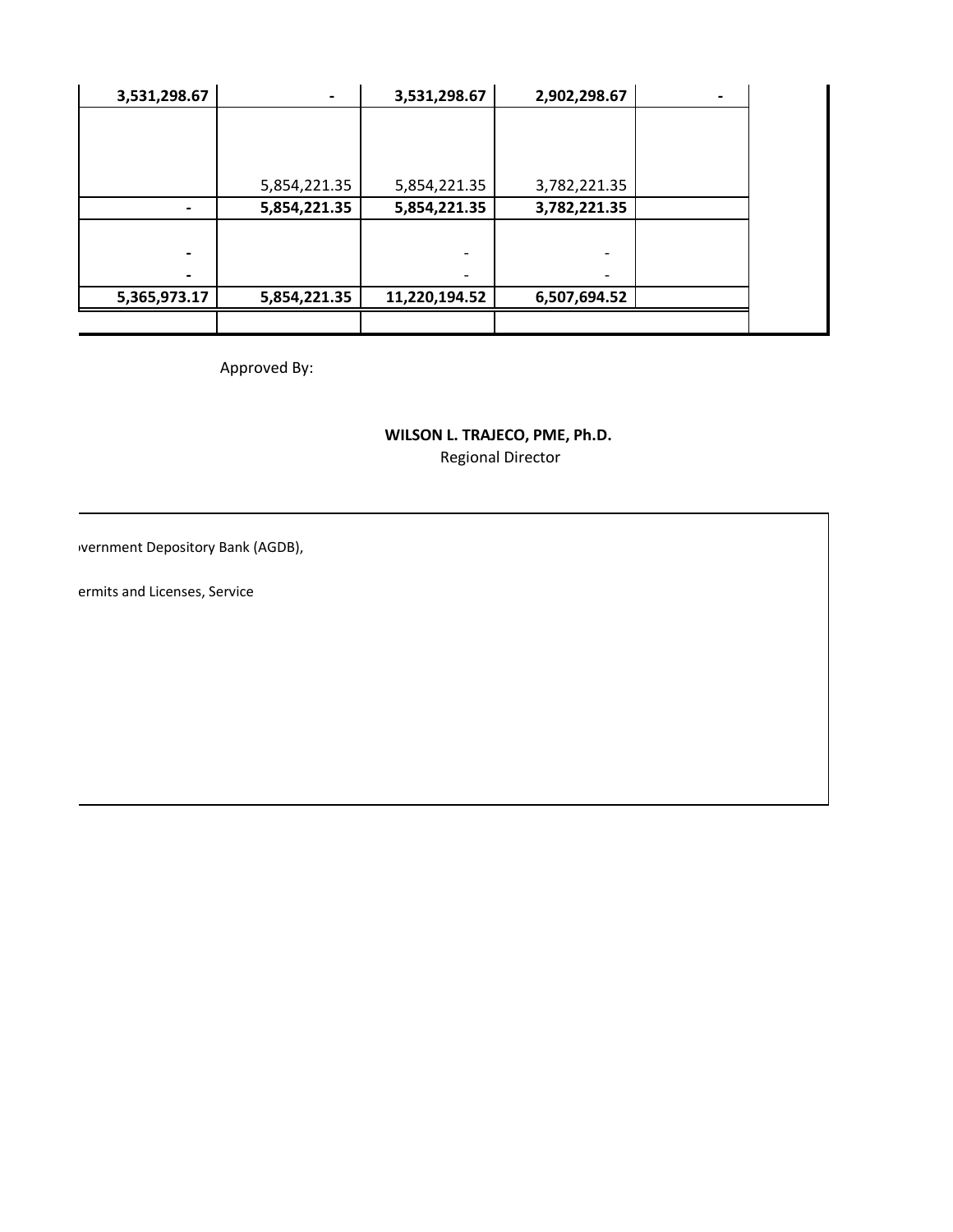| | | | | | |
|---|---|---|---|---|---|
| **3,531,298.67** | **-** | **3,531,298.67** | **2,902,298.67** | **-** | |
| | 5,854,221.35 | 5,854,221.35 | 3,782,221.35 | | |
| **-** | **5,854,221.35** | **5,854,221.35** | **3,782,221.35** | | |
| **-** | | - | - | | |
| **-** | | - | - | | |
| **5,365,973.17** | **5,854,221.35** | **11,220,194.52** | **6,507,694.52** | | |
| | | | | | |

Approved By:

**WILSON L. TRAJECO, PME, Ph.D.**
Regional Director

ıvernment Depository Bank (AGDB),

ermits and Licenses, Service